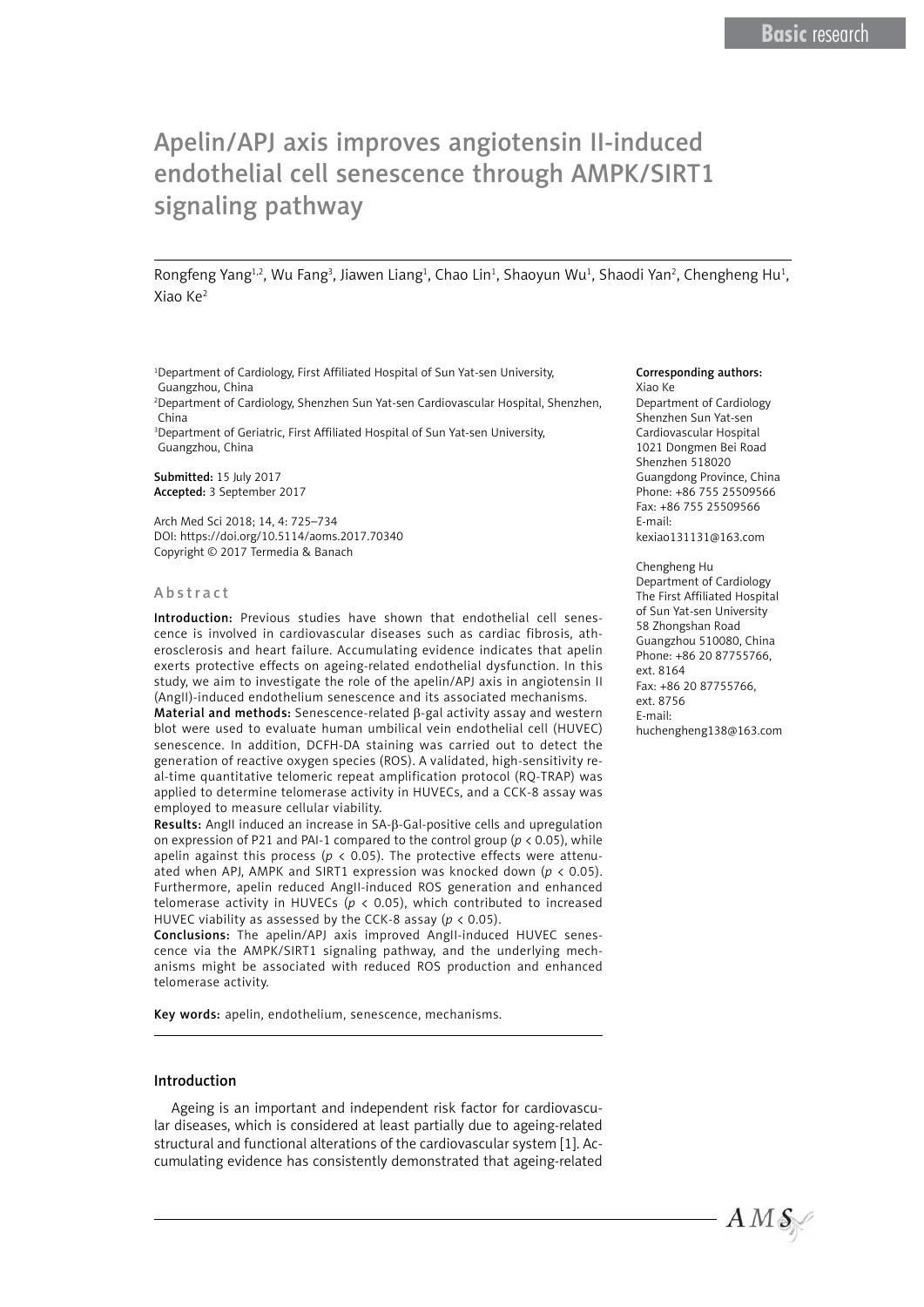Basic research

# Apelin/APJ axis improves angiotensin II-induced endothelial cell senescence through AMPK/SIRT1 signaling pathway

Rongfeng Yang[1,2], Wu Fang[3], Jiawen Liang[1], Chao Lin[1], Shaoyun Wu[1], Shaodi Yan[2], Chengheng Hu[1], Xiao Ke[2]

[1]Department of Cardiology, First Affiliated Hospital of Sun Yat-sen University, Guangzhou, China
[2]Department of Cardiology, Shenzhen Sun Yat-sen Cardiovascular Hospital, Shenzhen, China
[3]Department of Geriatric, First Affiliated Hospital of Sun Yat-sen University, Guangzhou, China

**Submitted:** 15 July 2017
**Accepted:** 3 September 2017

Arch Med Sci 2018; 14, 4: 725–734
DOI: https://doi.org/10.5114/aoms.2017.70340
Copyright © 2017 Termedia & Banach

**Corresponding authors:**
Xiao Ke
Department of Cardiology
Shenzhen Sun Yat-sen Cardiovascular Hospital
1021 Dongmen Bei Road
Shenzhen 518020
Guangdong Province, China
Phone: +86 755 25509566
Fax: +86 755 25509566
E-mail: kexiao131131@163.com

Chengheng Hu
Department of Cardiology
The First Affiliated Hospital of Sun Yat-sen University
58 Zhongshan Road
Guangzhou 510080, China
Phone: +86 20 87755766, ext. 8164
Fax: +86 20 87755766, ext. 8756
E-mail: huchengheng138@163.com

## Abstract

**Introduction:** Previous studies have shown that endothelial cell senescence is involved in cardiovascular diseases such as cardiac fibrosis, atherosclerosis and heart failure. Accumulating evidence indicates that apelin exerts protective effects on ageing-related endothelial dysfunction. In this study, we aim to investigate the role of the apelin/APJ axis in angiotensin II (AngII)-induced endothelium senescence and its associated mechanisms.

**Material and methods:** Senescence-related β-gal activity assay and western blot were used to evaluate human umbilical vein endothelial cell (HUVEC) senescence. In addition, DCFH-DA staining was carried out to detect the generation of reactive oxygen species (ROS). A validated, high-sensitivity real-time quantitative telomeric repeat amplification protocol (RQ-TRAP) was applied to determine telomerase activity in HUVECs, and a CCK-8 assay was employed to measure cellular viability.

**Results:** AngII induced an increase in SA-β-Gal-positive cells and upregulation on expression of P21 and PAI-1 compared to the control group ($p < 0.05$), while apelin against this process ($p < 0.05$). The protective effects were attenuated when APJ, AMPK and SIRT1 expression was knocked down ($p < 0.05$). Furthermore, apelin reduced AngII-induced ROS generation and enhanced telomerase activity in HUVECs ($p < 0.05$), which contributed to increased HUVEC viability as assessed by the CCK-8 assay ($p < 0.05$).

**Conclusions:** The apelin/APJ axis improved AngII-induced HUVEC senescence via the AMPK/SIRT1 signaling pathway, and the underlying mechanisms might be associated with reduced ROS production and enhanced telomerase activity.

**Key words:** apelin, endothelium, senescence, mechanisms.

## Introduction

Ageing is an important and independent risk factor for cardiovascular diseases, which is considered at least partially due to ageing-related structural and functional alterations of the cardiovascular system [1]. Accumulating evidence has consistently demonstrated that ageing-related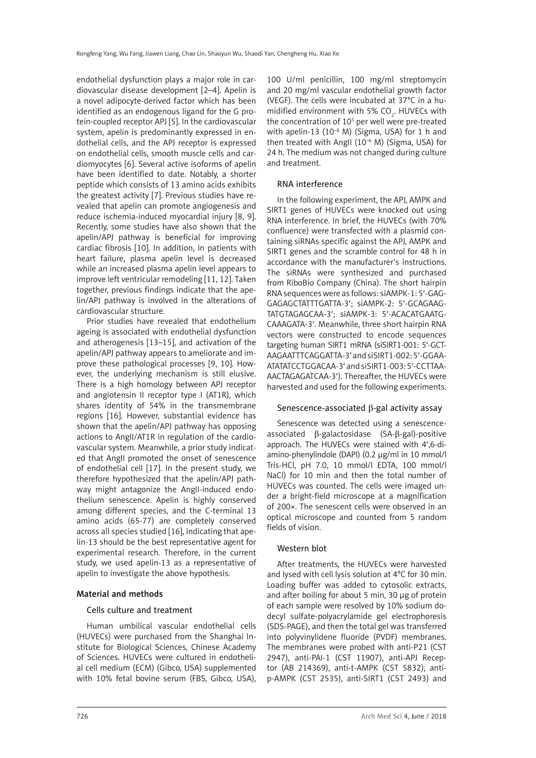endothelial dysfunction plays a major role in cardiovascular disease development [2–4]. Apelin is a novel adipocyte-derived factor which has been identified as an endogenous ligand for the G protein-coupled receptor APJ [5]. In the cardiovascular system, apelin is predominantly expressed in endothelial cells, and the APJ receptor is expressed on endothelial cells, smooth muscle cells and cardiomyocytes [6]. Several active isoforms of apelin have been identified to date. Notably, a shorter peptide which consists of 13 amino acids exhibits the greatest activity [7]. Previous studies have revealed that apelin can promote angiogenesis and reduce ischemia-induced myocardial injury [8, 9]. Recently, some studies have also shown that the apelin/APJ pathway is beneficial for improving cardiac fibrosis [10]. In addition, in patients with heart failure, plasma apelin level is decreased while an increased plasma apelin level appears to improve left ventricular remodeling [11, 12]. Taken together, previous findings indicate that the apelin/APJ pathway is involved in the alterations of cardiovascular structure.

Prior studies have revealed that endothelium ageing is associated with endothelial dysfunction and atherogenesis [13–15], and activation of the apelin/APJ pathway appears to ameliorate and improve these pathological processes [9, 10]. However, the underlying mechanism is still elusive. There is a high homology between APJ receptor and angiotensin II receptor type I (AT1R), which shares identity of 54% in the transmembrane regions [16]. However, substantial evidence has shown that the apelin/APJ pathway has opposing actions to AngII/AT1R in regulation of the cardiovascular system. Meanwhile, a prior study indicated that AngII promoted the onset of senescence of endothelial cell [17]. In the present study, we therefore hypothesized that the apelin/APJ pathway might antagonize the AngII-induced endothelium senescence. Apelin is highly conserved among different species, and the C-terminal 13 amino acids (65-77) are completely conserved across all species studied [16], indicating that apelin-13 should be the best representative agent for experimental research. Therefore, in the current study, we used apelin-13 as a representative of apelin to investigate the above hypothesis.

## Material and methods

### Cells culture and treatment

Human umbilical vascular endothelial cells (HUVECs) were purchased from the Shanghai Institute for Biological Sciences, Chinese Academy of Sciences. HUVECs were cultured in endothelial cell medium (ECM) (Gibco, USA) supplemented with 10% fetal bovine serum (FBS, Gibco, USA), 100 U/ml penicillin, 100 mg/ml streptomycin and 20 mg/ml vascular endothelial growth factor (VEGF). The cells were incubated at 37°C in a humidified environment with 5% $CO_2$. HUVECs with the concentration of $10^5$ per well were pre-treated with apelin-13 ($10^{-8}$ M) (Sigma, USA) for 1 h and then treated with AngII ($10^{-6}$ M) (Sigma, USA) for 24 h. The medium was not changed during culture and treatment.

### RNA interference

In the following experiment, the APJ, AMPK and SIRT1 genes of HUVECs were knocked out using RNA interference. In brief, the HUVECs (with 70% confluence) were transfected with a plasmid containing siRNAs specific against the APJ, AMPK and SIRT1 genes and the scramble control for 48 h in accordance with the manufacturer's instructions. The siRNAs were synthesized and purchased from RiboBio Company (China). The short hairpin RNA sequences were as follows: siAMPK-1: 5'-GAGGAGAGCTATTTGATTA-3'; siAMPK-2: 5'-GCAGAAGTATGTAGAGCAA-3'; siAMPK-3: 5'-ACACATGAATGCAAAGATA-3'. Meanwhile, three short hairpin RNA vectors were constructed to encode sequences targeting human SIRT1 mRNA (siSIRT1-001: 5'-GCTAAGAATTTCAGGATTA-3' and siSIRT1-002: 5'-GGAAATATATCCTGGACAA-3' and siSIRT1-003: 5'-CCTTAAAACTAGAGATCAA-3'). Thereafter, the HUVECs were harvested and used for the following experiments.

### Senescence-associated β-gal activity assay

Senescence was detected using a senescence-associated β-galactosidase (SA-β-gal)-positive approach. The HUVECs were stained with 4',6-diamino-phenylindole (DAPI) (0.2 μg/ml in 10 mmol/l Tris-HCl, pH 7.0, 10 mmol/l EDTA, 100 mmol/l NaCl) for 10 min and then the total number of HUVECs was counted. The cells were imaged under a bright-field microscope at a magnification of 200×. The senescent cells were observed in an optical microscope and counted from 5 random fields of vision.

### Western blot

After treatments, the HUVECs were harvested and lysed with cell lysis solution at 4°C for 30 min. Loading buffer was added to cytosolic extracts, and after boiling for about 5 min, 30 μg of protein of each sample were resolved by 10% sodium dodecyl sulfate-polyacrylamide gel electrophoresis (SDS-PAGE), and then the total gel was transferred into polyvinylidene fluoride (PVDF) membranes. The membranes were probed with anti-P21 (CST 2947), anti-PAI-1 (CST 11907), anti-APJ Receptor (AB 214369), anti-t-AMPK (CST 5832), anti-p-AMPK (CST 2535), anti-SIRT1 (CST 2493) and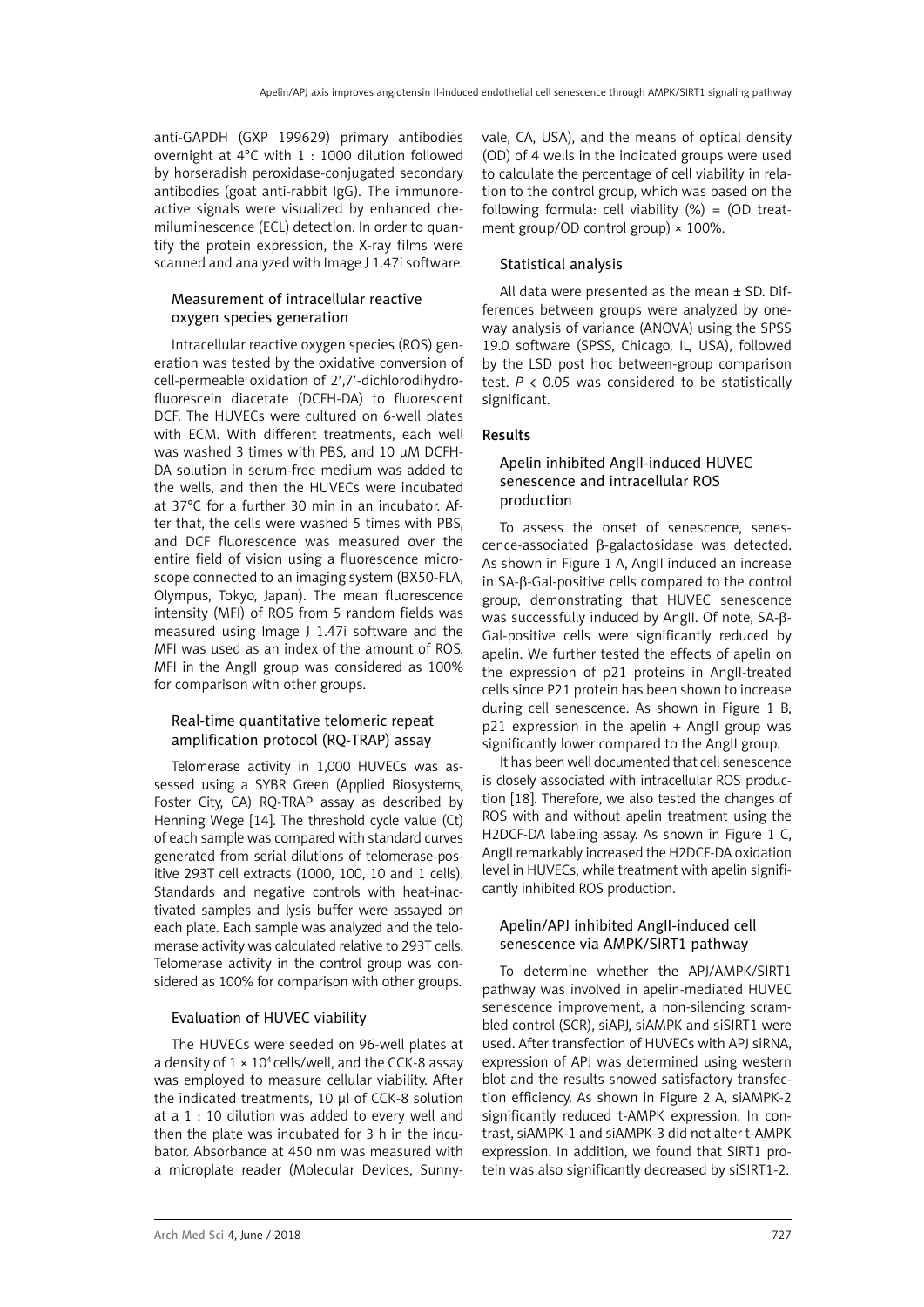anti-GAPDH (GXP 199629) primary antibodies overnight at 4°C with 1 : 1000 dilution followed by horseradish peroxidase-conjugated secondary antibodies (goat anti-rabbit IgG). The immunoreactive signals were visualized by enhanced chemiluminescence (ECL) detection. In order to quantify the protein expression, the X-ray films were scanned and analyzed with Image J 1.47i software.

### Measurement of intracellular reactive oxygen species generation

Intracellular reactive oxygen species (ROS) generation was tested by the oxidative conversion of cell-permeable oxidation of 2′,7′-dichlorodihydrofluorescein diacetate (DCFH-DA) to fluorescent DCF. The HUVECs were cultured on 6-well plates with ECM. With different treatments, each well was washed 3 times with PBS, and 10 μM DCFH-DA solution in serum-free medium was added to the wells, and then the HUVECs were incubated at 37°C for a further 30 min in an incubator. After that, the cells were washed 5 times with PBS, and DCF fluorescence was measured over the entire field of vision using a fluorescence microscope connected to an imaging system (BX50-FLA, Olympus, Tokyo, Japan). The mean fluorescence intensity (MFI) of ROS from 5 random fields was measured using Image J 1.47i software and the MFI was used as an index of the amount of ROS. MFI in the AngII group was considered as 100% for comparison with other groups.

### Real-time quantitative telomeric repeat amplification protocol (RQ-TRAP) assay

Telomerase activity in 1,000 HUVECs was assessed using a SYBR Green (Applied Biosystems, Foster City, CA) RQ-TRAP assay as described by Henning Wege [14]. The threshold cycle value (Ct) of each sample was compared with standard curves generated from serial dilutions of telomerase-positive 293T cell extracts (1000, 100, 10 and 1 cells). Standards and negative controls with heat-inactivated samples and lysis buffer were assayed on each plate. Each sample was analyzed and the telomerase activity was calculated relative to 293T cells. Telomerase activity in the control group was considered as 100% for comparison with other groups.

### Evaluation of HUVEC viability

The HUVECs were seeded on 96-well plates at a density of $1 \times 10^4$ cells/well, and the CCK-8 assay was employed to measure cellular viability. After the indicated treatments, 10 μl of CCK-8 solution at a 1 : 10 dilution was added to every well and then the plate was incubated for 3 h in the incubator. Absorbance at 450 nm was measured with a microplate reader (Molecular Devices, Sunnyvale, CA, USA), and the means of optical density (OD) of 4 wells in the indicated groups were used to calculate the percentage of cell viability in relation to the control group, which was based on the following formula: cell viability (%) = (OD treatment group/OD control group) × 100%.

### Statistical analysis

All data were presented as the mean ± SD. Differences between groups were analyzed by one-way analysis of variance (ANOVA) using the SPSS 19.0 software (SPSS, Chicago, IL, USA), followed by the LSD post hoc between-group comparison test. $P < 0.05$ was considered to be statistically significant.

## Results

### Apelin inhibited AngII-induced HUVEC senescence and intracellular ROS production

To assess the onset of senescence, senescence-associated β-galactosidase was detected. As shown in Figure 1 A, AngII induced an increase in SA-β-Gal-positive cells compared to the control group, demonstrating that HUVEC senescence was successfully induced by AngII. Of note, SA-β-Gal-positive cells were significantly reduced by apelin. We further tested the effects of apelin on the expression of p21 proteins in AngII-treated cells since P21 protein has been shown to increase during cell senescence. As shown in Figure 1 B, p21 expression in the apelin + AngII group was significantly lower compared to the AngII group.

It has been well documented that cell senescence is closely associated with intracellular ROS production [18]. Therefore, we also tested the changes of ROS with and without apelin treatment using the H2DCF-DA labeling assay. As shown in Figure 1 C, AngII remarkably increased the H2DCF-DA oxidation level in HUVECs, while treatment with apelin significantly inhibited ROS production.

### Apelin/APJ inhibited AngII-induced cell senescence via AMPK/SIRT1 pathway

To determine whether the APJ/AMPK/SIRT1 pathway was involved in apelin-mediated HUVEC senescence improvement, a non-silencing scrambled control (SCR), siAPJ, siAMPK and siSIRT1 were used. After transfection of HUVECs with APJ siRNA, expression of APJ was determined using western blot and the results showed satisfactory transfection efficiency. As shown in Figure 2 A, siAMPK-2 significantly reduced t-AMPK expression. In contrast, siAMPK-1 and siAMPK-3 did not alter t-AMPK expression. In addition, we found that SIRT1 protein was also significantly decreased by siSIRT1-2.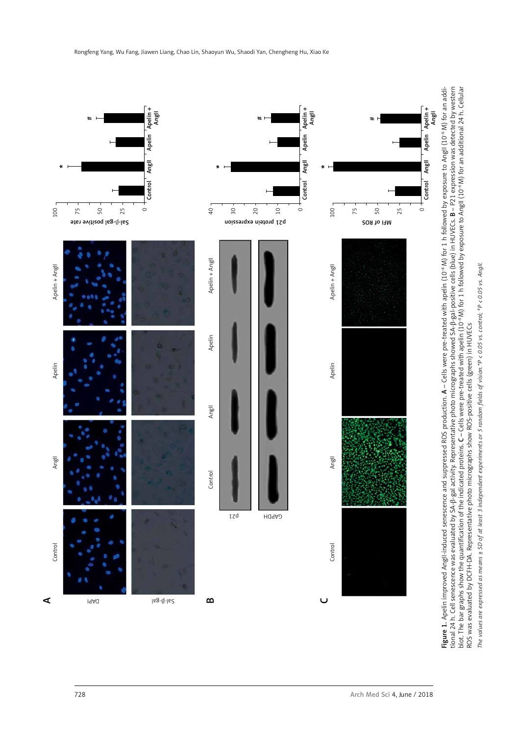**Figure 1.** Apelin improved AngII-induced senescence and suppressed ROS production. **A** – Cells were pre-treated with apelin ($10^{-8}$ M) for 1 h followed by exposure to AngII ($10^{-6}$ M) for an additional 24 h. Cell senescence was evaluated by SA-β-gal activity. Representative photo micrographs showed SA-β-gal-positive cells (blue) in HUVECs. **B** – P21 expression was detected by western blot. The bar graphs show the quantification of the indicated proteins. **C** – Cells were pre-treated with apelin ($10^{-8}$ M) for 1 h followed by exposure to AngII ($10^{-6}$ M) for an additional 24 h. Cellular ROS was evaluated by DCFH-DA. Representative photo micrographs show ROS-positive cells (green) in HUVECs

*The values are expressed as means ± SD of at least 3 independent experiments or 5 random fields of vision. \*P < 0.05 vs. control; #P < 0.05 vs. AngII.*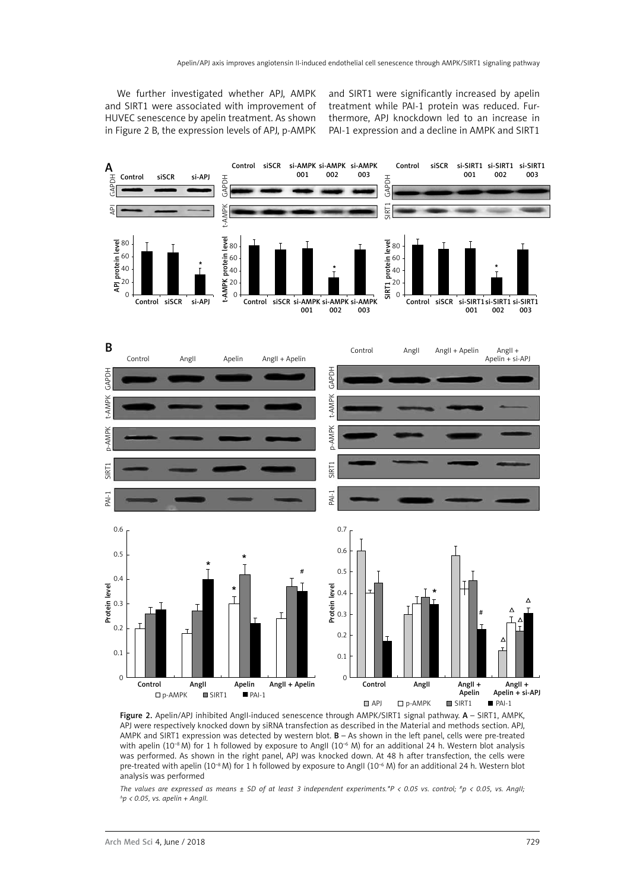We further investigated whether APJ, AMPK and SIRT1 were associated with improvement of HUVEC senescence by apelin treatment. As shown in Figure 2 B, the expression levels of APJ, p-AMPK and SIRT1 were significantly increased by apelin treatment while PAI-1 protein was reduced. Furthermore, APJ knockdown led to an increase in PAI-1 expression and a decline in AMPK and SIRT1

Figure 2. Apelin/APJ inhibited AngII-induced senescence through AMPK/SIRT1 signal pathway. **A** – SIRT1, AMPK, APJ were respectively knocked down by siRNA transfection as described in the Material and methods section. APJ, AMPK and SIRT1 expression was detected by western blot. **B** – As shown in the left panel, cells were pre-treated with apelin ($10^{-8}$ M) for 1 h followed by exposure to AngII ($10^{-6}$ M) for an additional 24 h. Western blot analysis was performed. As shown in the right panel, APJ was knocked down. At 48 h after transfection, the cells were pre-treated with apelin ($10^{-8}$ M) for 1 h followed by exposure to AngII ($10^{-6}$ M) for an additional 24 h. Western blot analysis was performed

*The values are expressed as means ± SD of at least 3 independent experiments.*\*P < 0.05 vs. control; #p < 0.05, vs. AngII; △p < 0.05, vs. apelin + AngII.*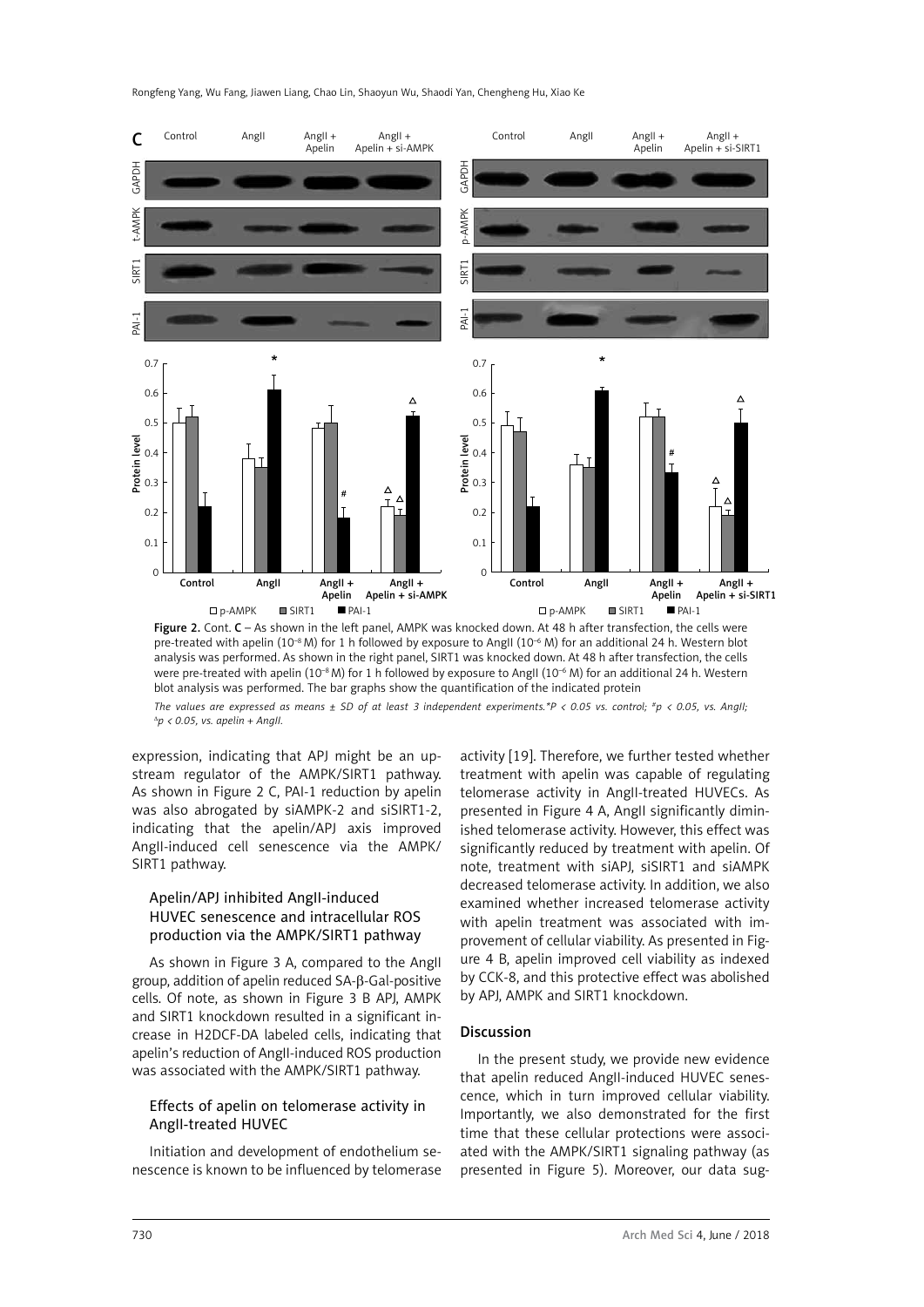**Figure 2.** Cont. **C** – As shown in the left panel, AMPK was knocked down. At 48 h after transfection, the cells were pre-treated with apelin ($10^{-8}$ M) for 1 h followed by exposure to AngII ($10^{-6}$ M) for an additional 24 h. Western blot analysis was performed. As shown in the right panel, SIRT1 was knocked down. At 48 h after transfection, the cells were pre-treated with apelin ($10^{-8}$ M) for 1 h followed by exposure to AngII ($10^{-6}$ M) for an additional 24 h. Western blot analysis was performed. The bar graphs show the quantification of the indicated protein

*The values are expressed as means ± SD of at least 3 independent experiments.\*P < 0.05 vs. control; #p < 0.05, vs. AngII; ∆p < 0.05, vs. apelin + AngII.*

expression, indicating that APJ might be an upstream regulator of the AMPK/SIRT1 pathway. As shown in Figure 2 C, PAI-1 reduction by apelin was also abrogated by siAMPK-2 and siSIRT1-2, indicating that the apelin/APJ axis improved AngII-induced cell senescence via the AMPK/SIRT1 pathway.

### Apelin/APJ inhibited AngII-induced HUVEC senescence and intracellular ROS production via the AMPK/SIRT1 pathway

As shown in Figure 3 A, compared to the AngII group, addition of apelin reduced SA-β-Gal-positive cells. Of note, as shown in Figure 3 B APJ, AMPK and SIRT1 knockdown resulted in a significant increase in H2DCF-DA labeled cells, indicating that apelin's reduction of AngII-induced ROS production was associated with the AMPK/SIRT1 pathway.

### Effects of apelin on telomerase activity in AngII-treated HUVEC

Initiation and development of endothelium senescence is known to be influenced by telomerase activity [19]. Therefore, we further tested whether treatment with apelin was capable of regulating telomerase activity in AngII-treated HUVECs. As presented in Figure 4 A, AngII significantly diminished telomerase activity. However, this effect was significantly reduced by treatment with apelin. Of note, treatment with siAPJ, siSIRT1 and siAMPK decreased telomerase activity. In addition, we also examined whether increased telomerase activity with apelin treatment was associated with improvement of cellular viability. As presented in Figure 4 B, apelin improved cell viability as indexed by CCK-8, and this protective effect was abolished by APJ, AMPK and SIRT1 knockdown.

## Discussion

In the present study, we provide new evidence that apelin reduced AngII-induced HUVEC senescence, which in turn improved cellular viability. Importantly, we also demonstrated for the first time that these cellular protections were associated with the AMPK/SIRT1 signaling pathway (as presented in Figure 5). Moreover, our data sug-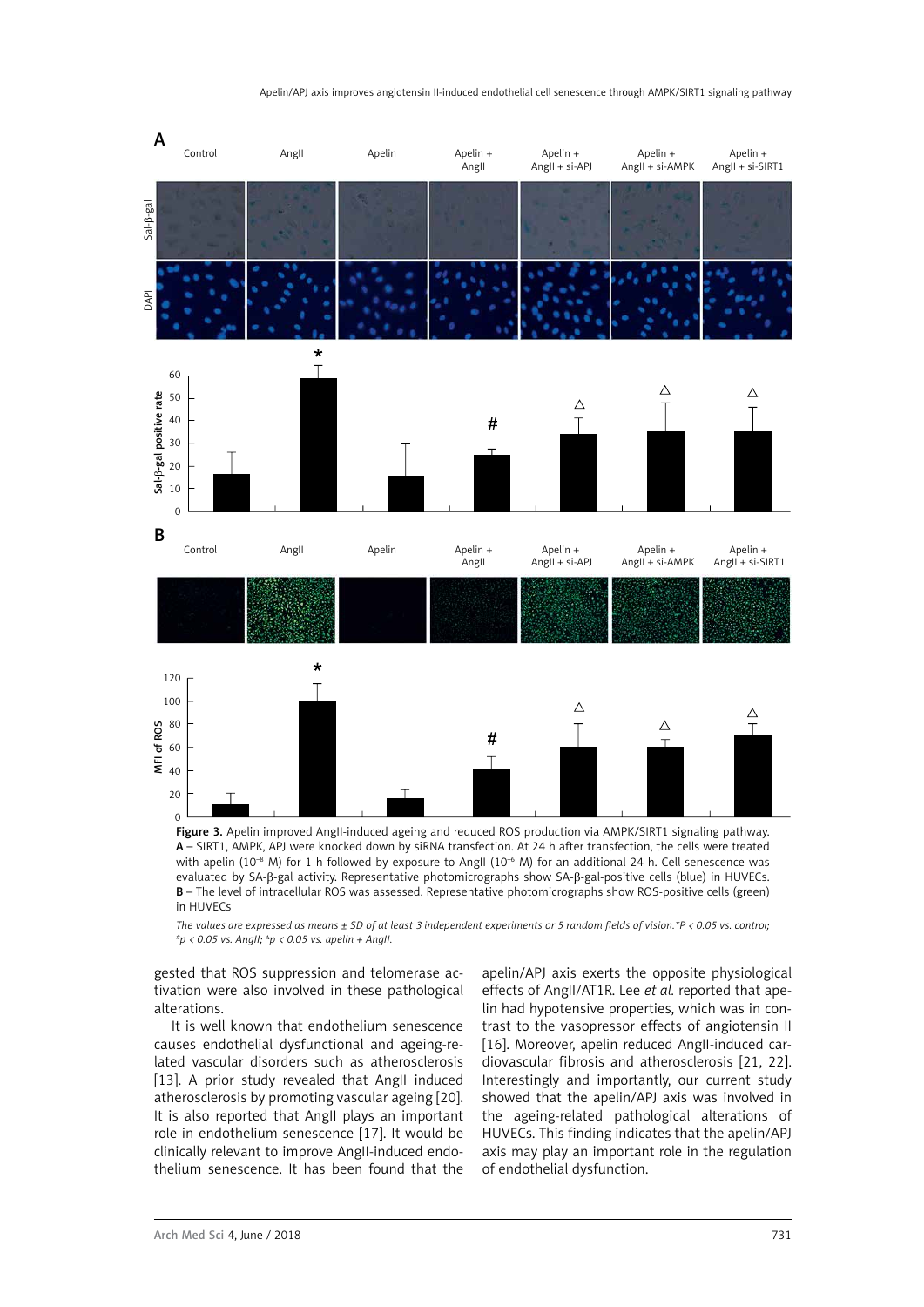**Figure 3.** Apelin improved AngII-induced ageing and reduced ROS production via AMPK/SIRT1 signaling pathway. **A** – SIRT1, AMPK, APJ were knocked down by siRNA transfection. At 24 h after transfection, the cells were treated with apelin ($10^{-8}$ M) for 1 h followed by exposure to AngII ($10^{-6}$ M) for an additional 24 h. Cell senescence was evaluated by SA-β-gal activity. Representative photomicrographs show SA-β-gal-positive cells (blue) in HUVECs. **B** – The level of intracellular ROS was assessed. Representative photomicrographs show ROS-positive cells (green) in HUVECs

*The values are expressed as means ± SD of at least 3 independent experiments or 5 random fields of vision.\*P < 0.05 vs. control; #p < 0.05 vs. AngII; △p < 0.05 vs. apelin + AngII.*

gested that ROS suppression and telomerase activation were also involved in these pathological alterations.

It is well known that endothelium senescence causes endothelial dysfunctional and ageing-related vascular disorders such as atherosclerosis [13]. A prior study revealed that AngII induced atherosclerosis by promoting vascular ageing [20]. It is also reported that AngII plays an important role in endothelium senescence [17]. It would be clinically relevant to improve AngII-induced endothelium senescence. It has been found that the apelin/APJ axis exerts the opposite physiological effects of AngII/AT1R. Lee *et al.* reported that apelin had hypotensive properties, which was in contrast to the vasopressor effects of angiotensin II [16]. Moreover, apelin reduced AngII-induced cardiovascular fibrosis and atherosclerosis [21, 22]. Interestingly and importantly, our current study showed that the apelin/APJ axis was involved in the ageing-related pathological alterations of HUVECs. This finding indicates that the apelin/APJ axis may play an important role in the regulation of endothelial dysfunction.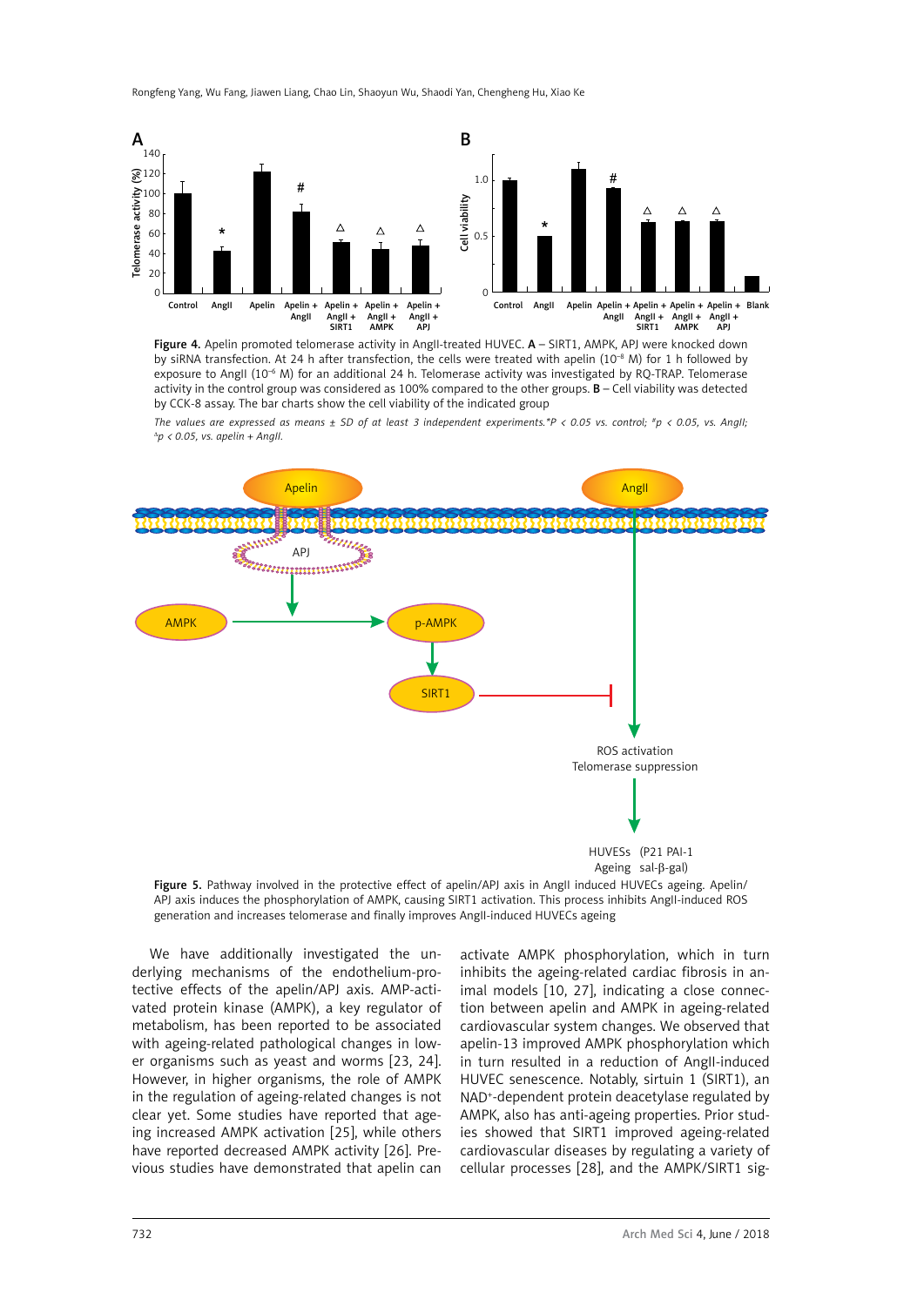**Figure 4.** Apelin promoted telomerase activity in AngII-treated HUVEC. **A** – SIRT1, AMPK, APJ were knocked down by siRNA transfection. At 24 h after transfection, the cells were treated with apelin ($10^{-8}$ M) for 1 h followed by exposure to AngII ($10^{-6}$ M) for an additional 24 h. Telomerase activity was investigated by RQ-TRAP. Telomerase activity in the control group was considered as 100% compared to the other groups. **B** – Cell viability was detected by CCK-8 assay. The bar charts show the cell viability of the indicated group

*The values are expressed as means ± SD of at least 3 independent experiments.*\*P < 0.05 vs. control; #p < 0.05, vs. AngII; △p < 0.05, vs. apelin + AngII.*

**Figure 5.** Pathway involved in the protective effect of apelin/APJ axis in AngII induced HUVECs ageing. Apelin/APJ axis induces the phosphorylation of AMPK, causing SIRT1 activation. This process inhibits AngII-induced ROS generation and increases telomerase and finally improves AngII-induced HUVECs ageing

We have additionally investigated the underlying mechanisms of the endothelium-protective effects of the apelin/APJ axis. AMP-activated protein kinase (AMPK), a key regulator of metabolism, has been reported to be associated with ageing-related pathological changes in lower organisms such as yeast and worms [23, 24]. However, in higher organisms, the role of AMPK in the regulation of ageing-related changes is not clear yet. Some studies have reported that ageing increased AMPK activation [25], while others have reported decreased AMPK activity [26]. Previous studies have demonstrated that apelin can activate AMPK phosphorylation, which in turn inhibits the ageing-related cardiac fibrosis in animal models [10, 27], indicating a close connection between apelin and AMPK in ageing-related cardiovascular system changes. We observed that apelin-13 improved AMPK phosphorylation which in turn resulted in a reduction of AngII-induced HUVEC senescence. Notably, sirtuin 1 (SIRT1), an $NAD^+$-dependent protein deacetylase regulated by AMPK, also has anti-ageing properties. Prior studies showed that SIRT1 improved ageing-related cardiovascular diseases by regulating a variety of cellular processes [28], and the AMPK/SIRT1 sig-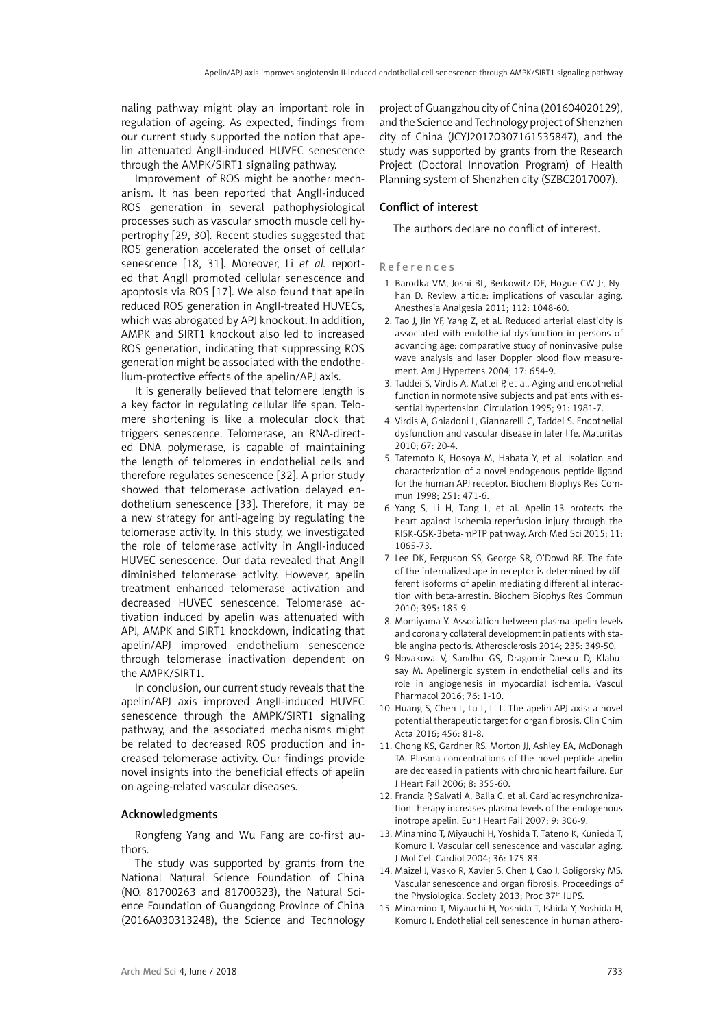naling pathway might play an important role in regulation of ageing. As expected, findings from our current study supported the notion that apelin attenuated AngII-induced HUVEC senescence through the AMPK/SIRT1 signaling pathway.

Improvement of ROS might be another mechanism. It has been reported that AngII-induced ROS generation in several pathophysiological processes such as vascular smooth muscle cell hypertrophy [29, 30]. Recent studies suggested that ROS generation accelerated the onset of cellular senescence [18, 31]. Moreover, Li *et al.* reported that AngII promoted cellular senescence and apoptosis via ROS [17]. We also found that apelin reduced ROS generation in AngII-treated HUVECs, which was abrogated by APJ knockout. In addition, AMPK and SIRT1 knockout also led to increased ROS generation, indicating that suppressing ROS generation might be associated with the endothelium-protective effects of the apelin/APJ axis.

It is generally believed that telomere length is a key factor in regulating cellular life span. Telomere shortening is like a molecular clock that triggers senescence. Telomerase, an RNA-directed DNA polymerase, is capable of maintaining the length of telomeres in endothelial cells and therefore regulates senescence [32]. A prior study showed that telomerase activation delayed endothelium senescence [33]. Therefore, it may be a new strategy for anti-ageing by regulating the telomerase activity. In this study, we investigated the role of telomerase activity in AngII-induced HUVEC senescence. Our data revealed that AngII diminished telomerase activity. However, apelin treatment enhanced telomerase activation and decreased HUVEC senescence. Telomerase activation induced by apelin was attenuated with APJ, AMPK and SIRT1 knockdown, indicating that apelin/APJ improved endothelium senescence through telomerase inactivation dependent on the AMPK/SIRT1.

In conclusion, our current study reveals that the apelin/APJ axis improved AngII-induced HUVEC senescence through the AMPK/SIRT1 signaling pathway, and the associated mechanisms might be related to decreased ROS production and increased telomerase activity. Our findings provide novel insights into the beneficial effects of apelin on ageing-related vascular diseases.

## Acknowledgments

Rongfeng Yang and Wu Fang are co-first authors.

The study was supported by grants from the National Natural Science Foundation of China (NO. 81700263 and 81700323), the Natural Science Foundation of Guangdong Province of China (2016A030313248), the Science and Technology project of Guangzhou city of China (201604020129), and the Science and Technology project of Shenzhen city of China (JCYJ20170307161535847), and the study was supported by grants from the Research Project (Doctoral Innovation Program) of Health Planning system of Shenzhen city (SZBC2017007).

## Conflict of interest

The authors declare no conflict of interest.

## References

1. Barodka VM, Joshi BL, Berkowitz DE, Hogue CW Jr, Nyhan D. Review article: implications of vascular aging. Anesthesia Analgesia 2011; 112: 1048-60.
2. Tao J, Jin YF, Yang Z, et al. Reduced arterial elasticity is associated with endothelial dysfunction in persons of advancing age: comparative study of noninvasive pulse wave analysis and laser Doppler blood flow measurement. Am J Hypertens 2004; 17: 654-9.
3. Taddei S, Virdis A, Mattei P, et al. Aging and endothelial function in normotensive subjects and patients with essential hypertension. Circulation 1995; 91: 1981-7.
4. Virdis A, Ghiadoni L, Giannarelli C, Taddei S. Endothelial dysfunction and vascular disease in later life. Maturitas 2010; 67: 20-4.
5. Tatemoto K, Hosoya M, Habata Y, et al. Isolation and characterization of a novel endogenous peptide ligand for the human APJ receptor. Biochem Biophys Res Commun 1998; 251: 471-6.
6. Yang S, Li H, Tang L, et al. Apelin-13 protects the heart against ischemia-reperfusion injury through the RISK-GSK-3beta-mPTP pathway. Arch Med Sci 2015; 11: 1065-73.
7. Lee DK, Ferguson SS, George SR, O'Dowd BF. The fate of the internalized apelin receptor is determined by different isoforms of apelin mediating differential interaction with beta-arrestin. Biochem Biophys Res Commun 2010; 395: 185-9.
8. Momiyama Y. Association between plasma apelin levels and coronary collateral development in patients with stable angina pectoris. Atherosclerosis 2014; 235: 349-50.
9. Novakova V, Sandhu GS, Dragomir-Daescu D, Klabusay M. Apelinergic system in endothelial cells and its role in angiogenesis in myocardial ischemia. Vascul Pharmacol 2016; 76: 1-10.
10. Huang S, Chen L, Lu L, Li L. The apelin-APJ axis: a novel potential therapeutic target for organ fibrosis. Clin Chim Acta 2016; 456: 81-8.
11. Chong KS, Gardner RS, Morton JJ, Ashley EA, McDonagh TA. Plasma concentrations of the novel peptide apelin are decreased in patients with chronic heart failure. Eur J Heart Fail 2006; 8: 355-60.
12. Francia P, Salvati A, Balla C, et al. Cardiac resynchronization therapy increases plasma levels of the endogenous inotrope apelin. Eur J Heart Fail 2007; 9: 306-9.
13. Minamino T, Miyauchi H, Yoshida T, Tateno K, Kunieda T, Komuro I. Vascular cell senescence and vascular aging. J Mol Cell Cardiol 2004; 36: 175-83.
14. Maizel J, Vasko R, Xavier S, Chen J, Cao J, Goligorsky MS. Vascular senescence and organ fibrosis. Proceedings of the Physiological Society 2013; Proc 37th IUPS.
15. Minamino T, Miyauchi H, Yoshida T, Ishida Y, Yoshida H, Komuro I. Endothelial cell senescence in human athero-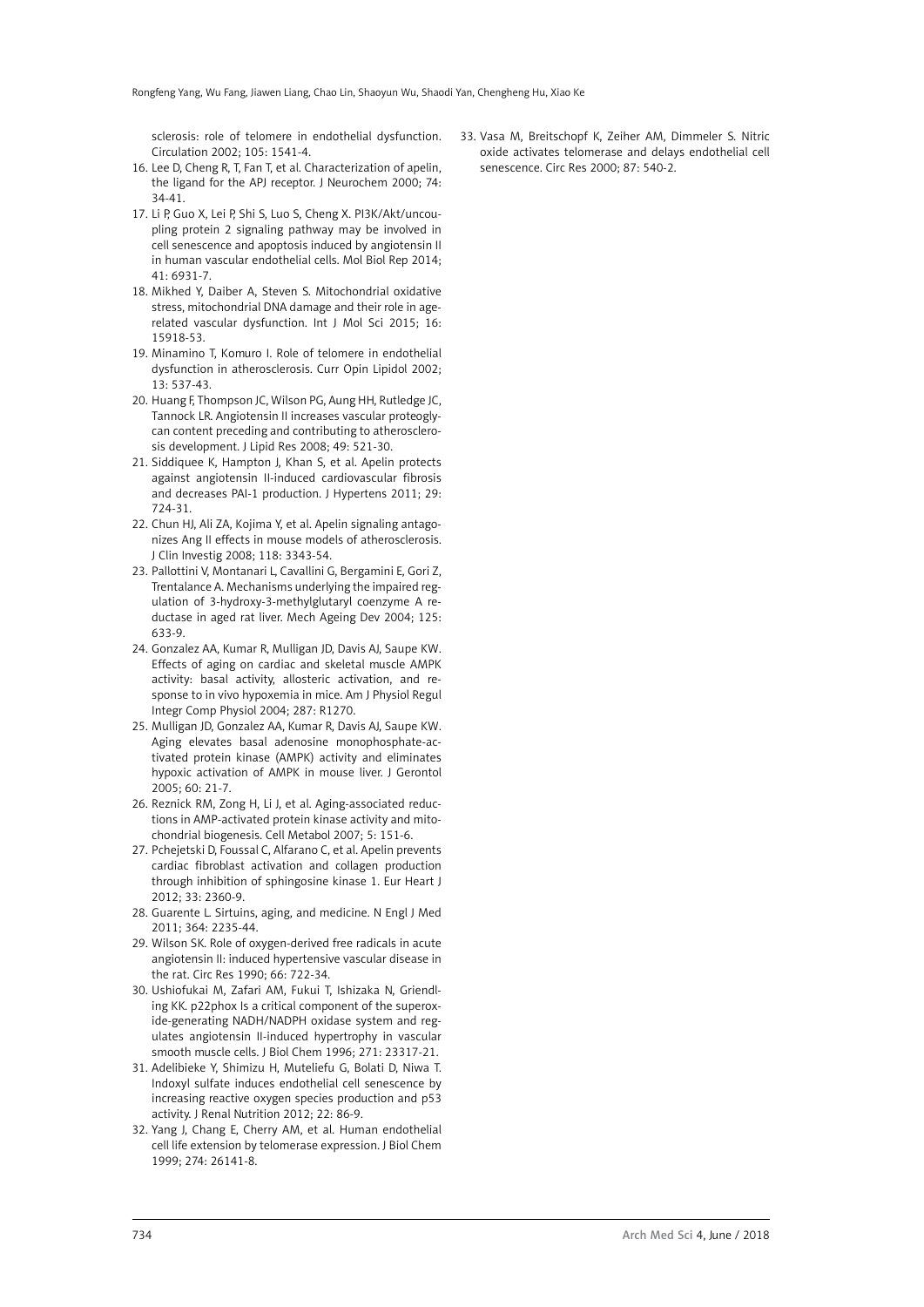sclerosis: role of telomere in endothelial dysfunction. Circulation 2002; 105: 1541-4.

16. Lee D, Cheng R, T, Fan T, et al. Characterization of apelin, the ligand for the APJ receptor. J Neurochem 2000; 74: 34-41.
17. Li P, Guo X, Lei P, Shi S, Luo S, Cheng X. PI3K/Akt/uncoupling protein 2 signaling pathway may be involved in cell senescence and apoptosis induced by angiotensin II in human vascular endothelial cells. Mol Biol Rep 2014; 41: 6931-7.
18. Mikhed Y, Daiber A, Steven S. Mitochondrial oxidative stress, mitochondrial DNA damage and their role in age-related vascular dysfunction. Int J Mol Sci 2015; 16: 15918-53.
19. Minamino T, Komuro I. Role of telomere in endothelial dysfunction in atherosclerosis. Curr Opin Lipidol 2002; 13: 537-43.
20. Huang F, Thompson JC, Wilson PG, Aung HH, Rutledge JC, Tannock LR. Angiotensin II increases vascular proteoglycan content preceding and contributing to atherosclerosis development. J Lipid Res 2008; 49: 521-30.
21. Siddiquee K, Hampton J, Khan S, et al. Apelin protects against angiotensin II-induced cardiovascular fibrosis and decreases PAI-1 production. J Hypertens 2011; 29: 724-31.
22. Chun HJ, Ali ZA, Kojima Y, et al. Apelin signaling antagonizes Ang II effects in mouse models of atherosclerosis. J Clin Investig 2008; 118: 3343-54.
23. Pallottini V, Montanari L, Cavallini G, Bergamini E, Gori Z, Trentalance A. Mechanisms underlying the impaired regulation of 3-hydroxy-3-methylglutaryl coenzyme A reductase in aged rat liver. Mech Ageing Dev 2004; 125: 633-9.
24. Gonzalez AA, Kumar R, Mulligan JD, Davis AJ, Saupe KW. Effects of aging on cardiac and skeletal muscle AMPK activity: basal activity, allosteric activation, and response to in vivo hypoxemia in mice. Am J Physiol Regul Integr Comp Physiol 2004; 287: R1270.
25. Mulligan JD, Gonzalez AA, Kumar R, Davis AJ, Saupe KW. Aging elevates basal adenosine monophosphate-activated protein kinase (AMPK) activity and eliminates hypoxic activation of AMPK in mouse liver. J Gerontol 2005; 60: 21-7.
26. Reznick RM, Zong H, Li J, et al. Aging-associated reductions in AMP-activated protein kinase activity and mitochondrial biogenesis. Cell Metabol 2007; 5: 151-6.
27. Pchejetski D, Foussal C, Alfarano C, et al. Apelin prevents cardiac fibroblast activation and collagen production through inhibition of sphingosine kinase 1. Eur Heart J 2012; 33: 2360-9.
28. Guarente L. Sirtuins, aging, and medicine. N Engl J Med 2011; 364: 2235-44.
29. Wilson SK. Role of oxygen-derived free radicals in acute angiotensin II: induced hypertensive vascular disease in the rat. Circ Res 1990; 66: 722-34.
30. Ushiofukai M, Zafari AM, Fukui T, Ishizaka N, Griendling KK. p22phox Is a critical component of the superoxide-generating NADH/NADPH oxidase system and regulates angiotensin II-induced hypertrophy in vascular smooth muscle cells. J Biol Chem 1996; 271: 23317-21.
31. Adelibieke Y, Shimizu H, Muteliefu G, Bolati D, Niwa T. Indoxyl sulfate induces endothelial cell senescence by increasing reactive oxygen species production and p53 activity. J Renal Nutrition 2012; 22: 86-9.
32. Yang J, Chang E, Cherry AM, et al. Human endothelial cell life extension by telomerase expression. J Biol Chem 1999; 274: 26141-8.
33. Vasa M, Breitschopf K, Zeiher AM, Dimmeler S. Nitric oxide activates telomerase and delays endothelial cell senescence. Circ Res 2000; 87: 540-2.